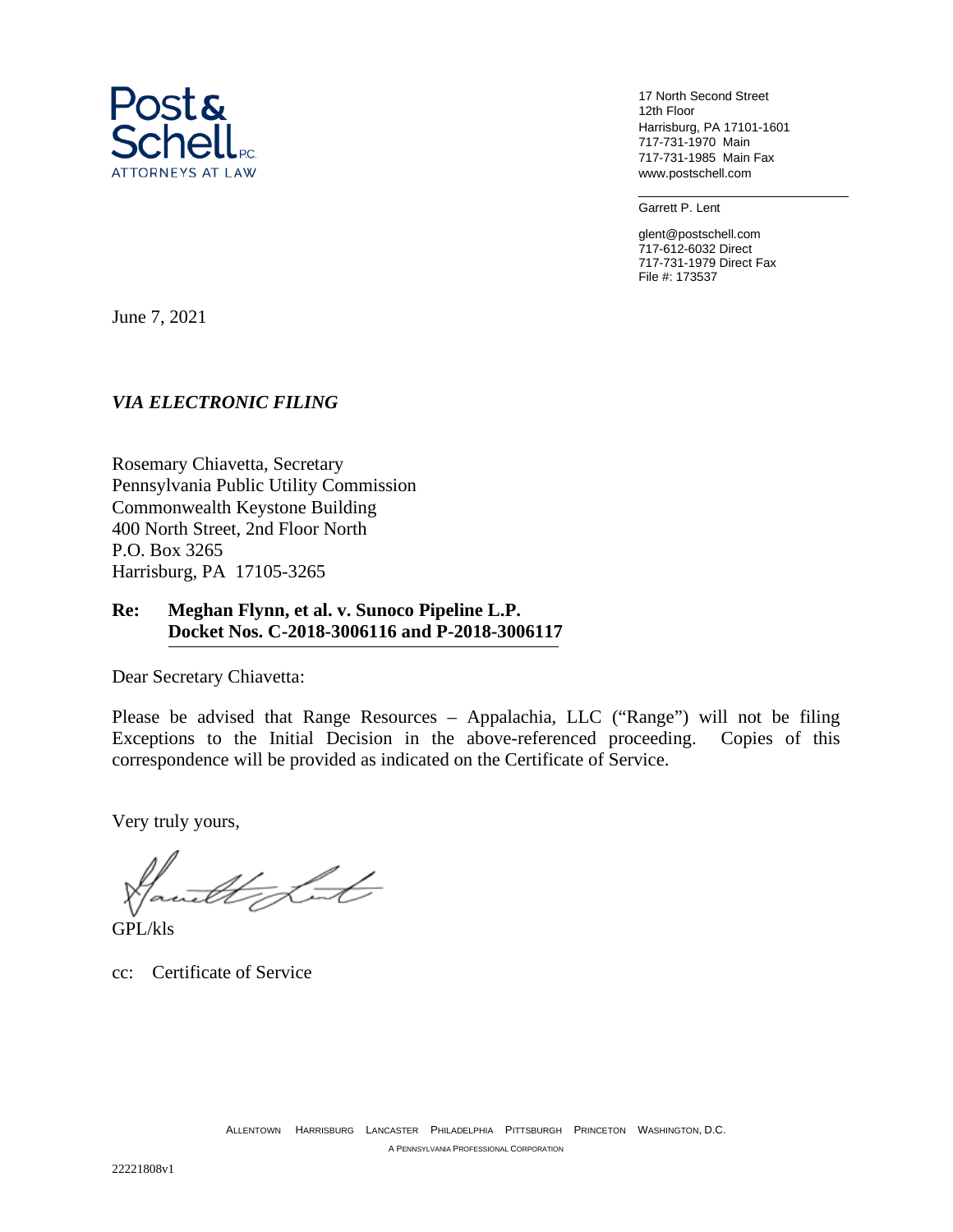**Post & Schell P.C.**
ATTORNEYS AT LAW

17 North Second Street
12th Floor
Harrisburg, PA 17101-1601
717-731-1970 Main
717-731-1985 Main Fax
www.postschell.com

Garrett P. Lent

glent@postschell.com
717-612-6032 Direct
717-731-1979 Direct Fax
File #: 173537

June 7, 2021

*VIA ELECTRONIC FILING*

Rosemary Chiavetta, Secretary
Pennsylvania Public Utility Commission
Commonwealth Keystone Building
400 North Street, 2nd Floor North
P.O. Box 3265
Harrisburg, PA 17105-3265

**Re: Meghan Flynn, et al. v. Sunoco Pipeline L.P.**
**Docket Nos. C-2018-3006116 and P-2018-3006117**

Dear Secretary Chiavetta:

Please be advised that Range Resources – Appalachia, LLC ("Range") will not be filing Exceptions to the Initial Decision in the above-referenced proceeding. Copies of this correspondence will be provided as indicated on the Certificate of Service.

Very truly yours,

GPL/kls

cc: Certificate of Service

ALLENTOWN HARRISBURG LANCASTER PHILADELPHIA PITTSBURGH PRINCETON WASHINGTON, D.C.
A PENNSYLVANIA PROFESSIONAL CORPORATION

22221808v1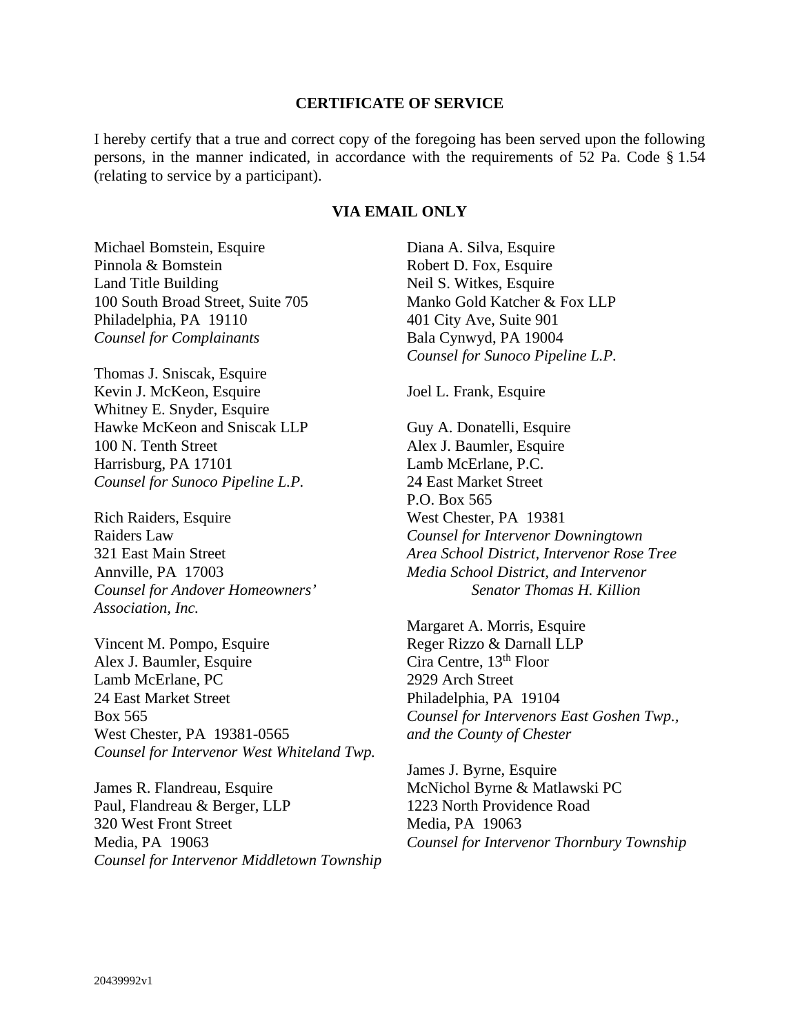**CERTIFICATE OF SERVICE**

I hereby certify that a true and correct copy of the foregoing has been served upon the following persons, in the manner indicated, in accordance with the requirements of 52 Pa. Code § 1.54 (relating to service by a participant).

**VIA EMAIL ONLY**

Michael Bomstein, Esquire
Pinnola & Bomstein
Land Title Building
100 South Broad Street, Suite 705
Philadelphia, PA 19110
*Counsel for Complainants*

Thomas J. Sniscak, Esquire
Kevin J. McKeon, Esquire
Whitney E. Snyder, Esquire
Hawke McKeon and Sniscak LLP
100 N. Tenth Street
Harrisburg, PA 17101
*Counsel for Sunoco Pipeline L.P.*

Rich Raiders, Esquire
Raiders Law
321 East Main Street
Annville, PA 17003
*Counsel for Andover Homeowners' Association, Inc.*

Vincent M. Pompo, Esquire
Alex J. Baumler, Esquire
Lamb McErlane, PC
24 East Market Street
Box 565
West Chester, PA 19381-0565
*Counsel for Intervenor West Whiteland Twp.*

James R. Flandreau, Esquire
Paul, Flandreau & Berger, LLP
320 West Front Street
Media, PA 19063
*Counsel for Intervenor Middletown Township*

Diana A. Silva, Esquire
Robert D. Fox, Esquire
Neil S. Witkes, Esquire
Manko Gold Katcher & Fox LLP
401 City Ave, Suite 901
Bala Cynwyd, PA 19004
*Counsel for Sunoco Pipeline L.P.*

Joel L. Frank, Esquire

Guy A. Donatelli, Esquire
Alex J. Baumler, Esquire
Lamb McErlane, P.C.
24 East Market Street
P.O. Box 565
West Chester, PA 19381
*Counsel for Intervenor Downingtown Area School District, Intervenor Rose Tree Media School District, and Intervenor Senator Thomas H. Killion*

Margaret A. Morris, Esquire
Reger Rizzo & Darnall LLP
Cira Centre, 13th Floor
2929 Arch Street
Philadelphia, PA 19104
*Counsel for Intervenors East Goshen Twp., and the County of Chester*

James J. Byrne, Esquire
McNichol Byrne & Matlawski PC
1223 North Providence Road
Media, PA 19063
*Counsel for Intervenor Thornbury Township*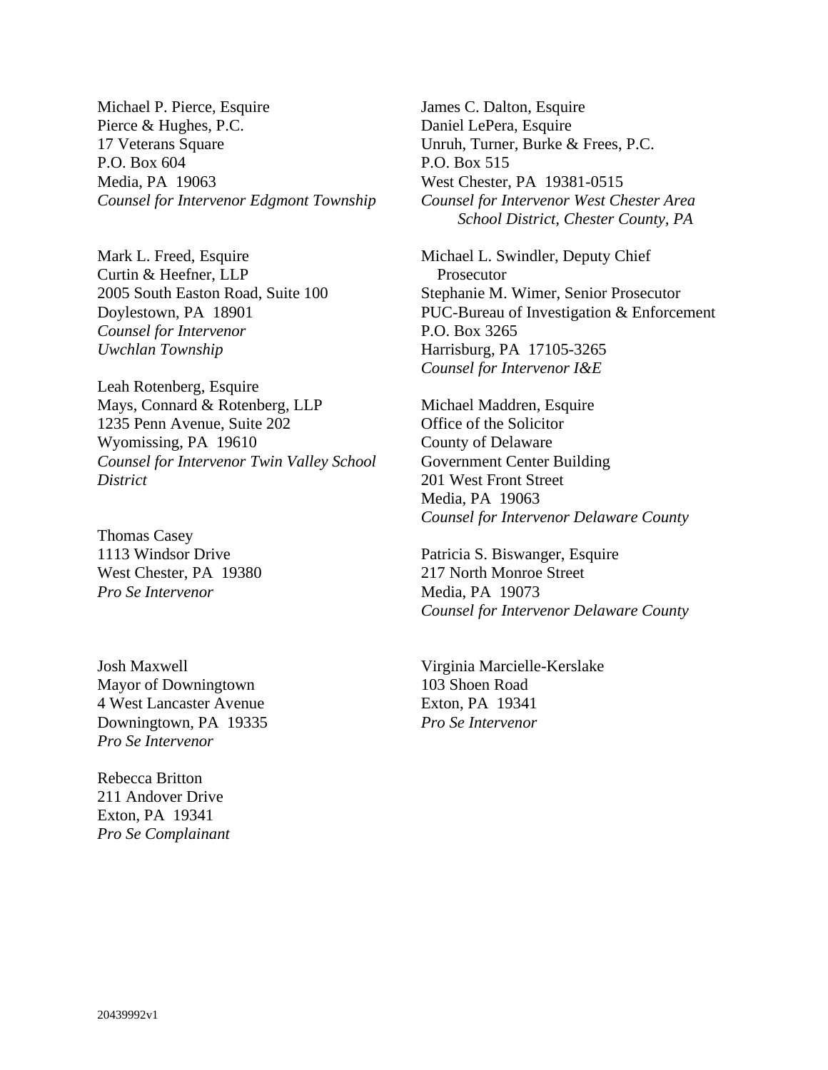Michael P. Pierce, Esquire
Pierce & Hughes, P.C.
17 Veterans Square
P.O. Box 604
Media, PA 19063
*Counsel for Intervenor Edgmont Township*

James C. Dalton, Esquire
Daniel LePera, Esquire
Unruh, Turner, Burke & Frees, P.C.
P.O. Box 515
West Chester, PA 19381-0515
*Counsel for Intervenor West Chester Area School District, Chester County, PA*

Mark L. Freed, Esquire
Curtin & Heefner, LLP
2005 South Easton Road, Suite 100
Doylestown, PA 18901
*Counsel for Intervenor Uwchlan Township*

Michael L. Swindler, Deputy Chief Prosecutor
Stephanie M. Wimer, Senior Prosecutor
PUC-Bureau of Investigation & Enforcement
P.O. Box 3265
Harrisburg, PA 17105-3265
*Counsel for Intervenor I&E*

Leah Rotenberg, Esquire
Mays, Connard & Rotenberg, LLP
1235 Penn Avenue, Suite 202
Wyomissing, PA 19610
*Counsel for Intervenor Twin Valley School District*

Michael Maddren, Esquire
Office of the Solicitor
County of Delaware
Government Center Building
201 West Front Street
Media, PA 19063
*Counsel for Intervenor Delaware County*

Thomas Casey
1113 Windsor Drive
West Chester, PA 19380
*Pro Se Intervenor*

Patricia S. Biswanger, Esquire
217 North Monroe Street
Media, PA 19073
*Counsel for Intervenor Delaware County*

Josh Maxwell
Mayor of Downingtown
4 West Lancaster Avenue
Downingtown, PA 19335
*Pro Se Intervenor*

Virginia Marcielle-Kerslake
103 Shoen Road
Exton, PA 19341
*Pro Se Intervenor*

Rebecca Britton
211 Andover Drive
Exton, PA 19341
*Pro Se Complainant*

20439992v1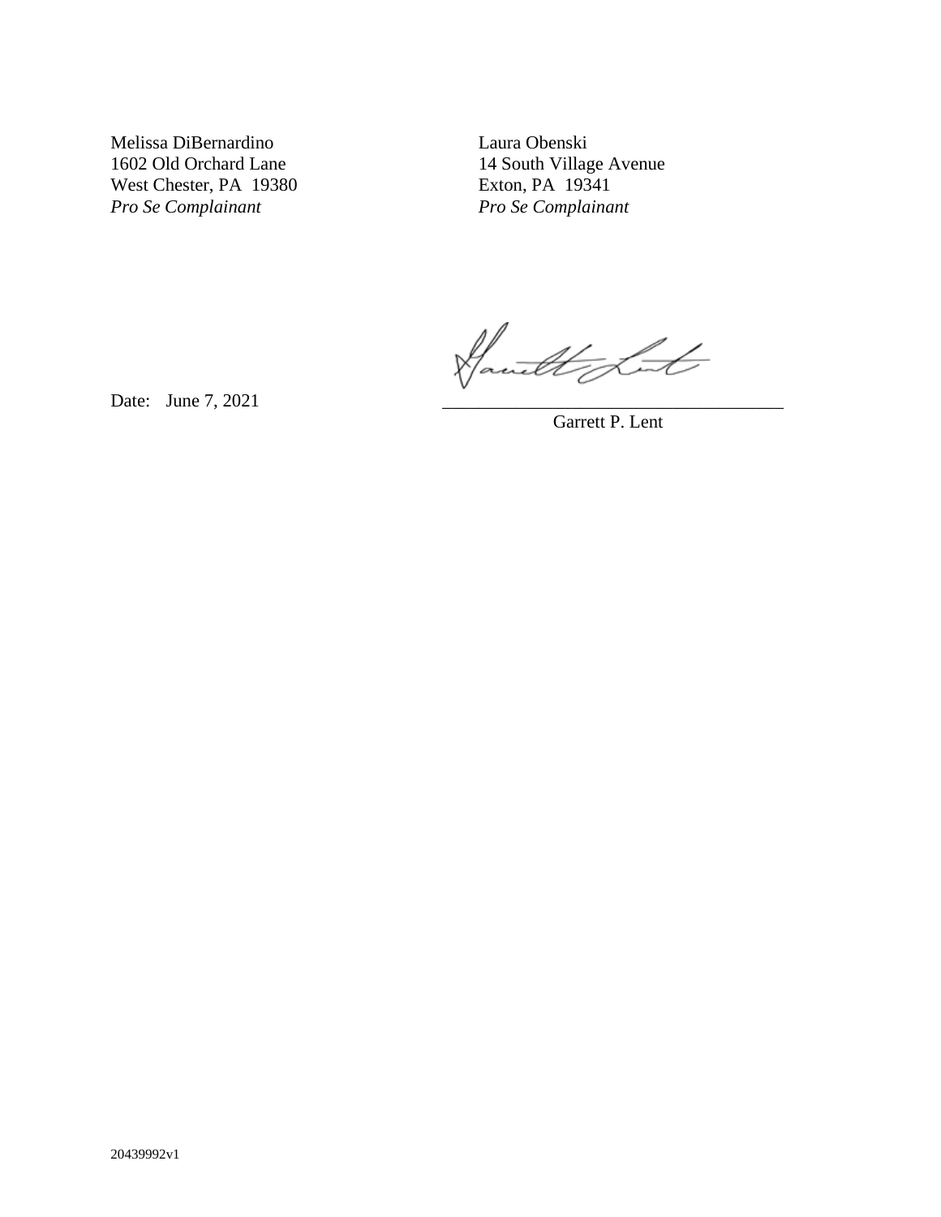Melissa DiBernardino
1602 Old Orchard Lane
West Chester, PA 19380
*Pro Se Complainant*

Laura Obenski
14 South Village Avenue
Exton, PA 19341
*Pro Se Complainant*

Date: June 7, 2021

\_\_\_\_\_\_\_\_\_\_\_\_\_\_\_\_\_\_\_\_\_\_\_\_\_\_\_\_\_\_\_\_\_\_\_\_\_\_
Garrett P. Lent

20439992v1